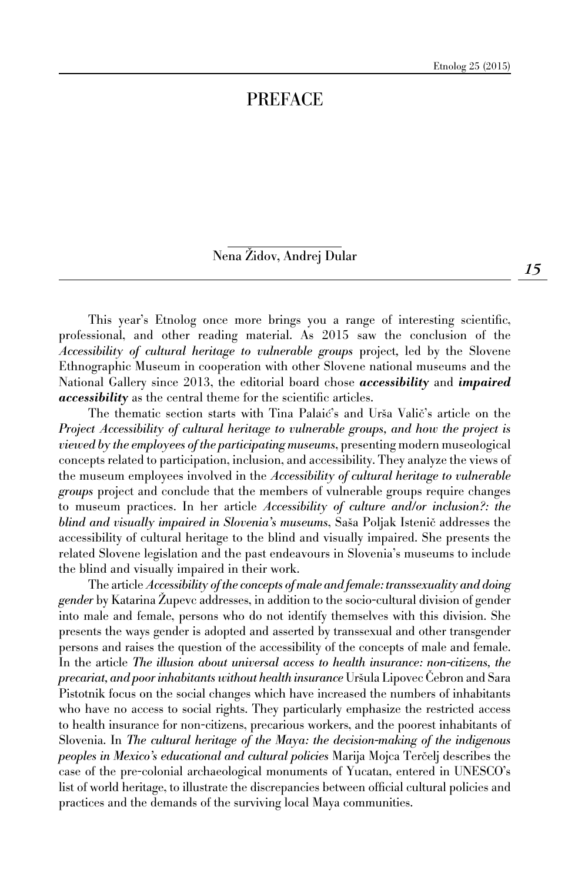# PREFACE

Nena Židov, Andrej Dular

This year's Etnolog once more brings you a range of interesting scientific, professional, and other reading material. As 2015 saw the conclusion of the *Accessibility of cultural heritage to vulnerable groups* project, led by the Slovene Ethnographic Museum in cooperation with other Slovene national museums and the National Gallery since 2013, the editorial board chose ***accessibility*** and ***impaired accessibility*** as the central theme for the scientific articles.

The thematic section starts with Tina Palaić's and Urša Valič's article on the *Project Accessibility of cultural heritage to vulnerable groups, and how the project is viewed by the employees of the participating museums*, presenting modern museological concepts related to participation, inclusion, and accessibility. They analyze the views of the museum employees involved in the *Accessibility of cultural heritage to vulnerable groups* project and conclude that the members of vulnerable groups require changes to museum practices. In her article *Accessibility of culture and/or inclusion?: the blind and visually impaired in Slovenia's museums*, Saša Poljak Istenič addresses the accessibility of cultural heritage to the blind and visually impaired. She presents the related Slovene legislation and the past endeavours in Slovenia's museums to include the blind and visually impaired in their work.

The article *Accessibility of the concepts of male and female: transsexuality and doing gender* by Katarina Župevc addresses, in addition to the socio-cultural division of gender into male and female, persons who do not identify themselves with this division. She presents the ways gender is adopted and asserted by transsexual and other transgender persons and raises the question of the accessibility of the concepts of male and female. In the article *The illusion about universal access to health insurance: non-citizens, the precariat, and poor inhabitants without health insurance* Uršula Lipovec Čebron and Sara Pistotnik focus on the social changes which have increased the numbers of inhabitants who have no access to social rights. They particularly emphasize the restricted access to health insurance for non-citizens, precarious workers, and the poorest inhabitants of Slovenia. In *The cultural heritage of the Maya: the decision-making of the indigenous peoples in Mexico's educational and cultural policies* Marija Mojca Terčelj describes the case of the pre-colonial archaeological monuments of Yucatan, entered in UNESCO's list of world heritage, to illustrate the discrepancies between official cultural policies and practices and the demands of the surviving local Maya communities.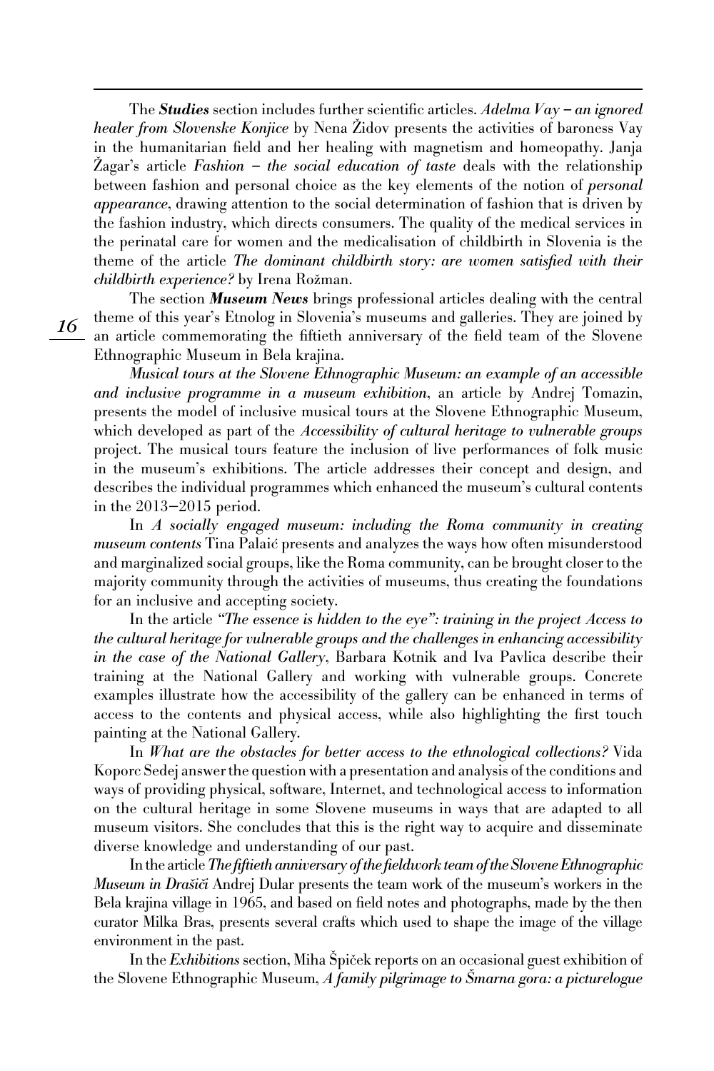The ***Studies*** section includes further scientific articles. *Adelma Vay – an ignored healer from Slovenske Konjice* by Nena Židov presents the activities of baroness Vay in the humanitarian field and her healing with magnetism and homeopathy. Janja Žagar's article *Fashion – the social education of taste* deals with the relationship between fashion and personal choice as the key elements of the notion of *personal appearance*, drawing attention to the social determination of fashion that is driven by the fashion industry, which directs consumers. The quality of the medical services in the perinatal care for women and the medicalisation of childbirth in Slovenia is the theme of the article *The dominant childbirth story: are women satisfied with their childbirth experience?* by Irena Rožman.

The section ***Museum News*** brings professional articles dealing with the central theme of this year's Etnolog in Slovenia's museums and galleries. They are joined by an article commemorating the fiftieth anniversary of the field team of the Slovene Ethnographic Museum in Bela krajina.

*Musical tours at the Slovene Ethnographic Museum: an example of an accessible and inclusive programme in a museum exhibition*, an article by Andrej Tomazin, presents the model of inclusive musical tours at the Slovene Ethnographic Museum, which developed as part of the *Accessibility of cultural heritage to vulnerable groups* project. The musical tours feature the inclusion of live performances of folk music in the museum's exhibitions. The article addresses their concept and design, and describes the individual programmes which enhanced the museum's cultural contents in the 2013–2015 period.

In *A socially engaged museum: including the Roma community in creating museum contents* Tina Palaić presents and analyzes the ways how often misunderstood and marginalized social groups, like the Roma community, can be brought closer to the majority community through the activities of museums, thus creating the foundations for an inclusive and accepting society.

In the article *"The essence is hidden to the eye": training in the project Access to the cultural heritage for vulnerable groups and the challenges in enhancing accessibility in the case of the National Gallery*, Barbara Kotnik and Iva Pavlica describe their training at the National Gallery and working with vulnerable groups. Concrete examples illustrate how the accessibility of the gallery can be enhanced in terms of access to the contents and physical access, while also highlighting the first touch painting at the National Gallery.

In *What are the obstacles for better access to the ethnological collections?* Vida Koporc Sedej answer the question with a presentation and analysis of the conditions and ways of providing physical, software, Internet, and technological access to information on the cultural heritage in some Slovene museums in ways that are adapted to all museum visitors. She concludes that this is the right way to acquire and disseminate diverse knowledge and understanding of our past.

In the article *The fiftieth anniversary of the fieldwork team of the Slovene Ethnographic Museum in Drašiči* Andrej Dular presents the team work of the museum's workers in the Bela krajina village in 1965, and based on field notes and photographs, made by the then curator Milka Bras, presents several crafts which used to shape the image of the village environment in the past.

In the *Exhibitions* section, Miha Špiček reports on an occasional guest exhibition of the Slovene Ethnographic Museum, *A family pilgrimage to Šmarna gora: a picturelogue*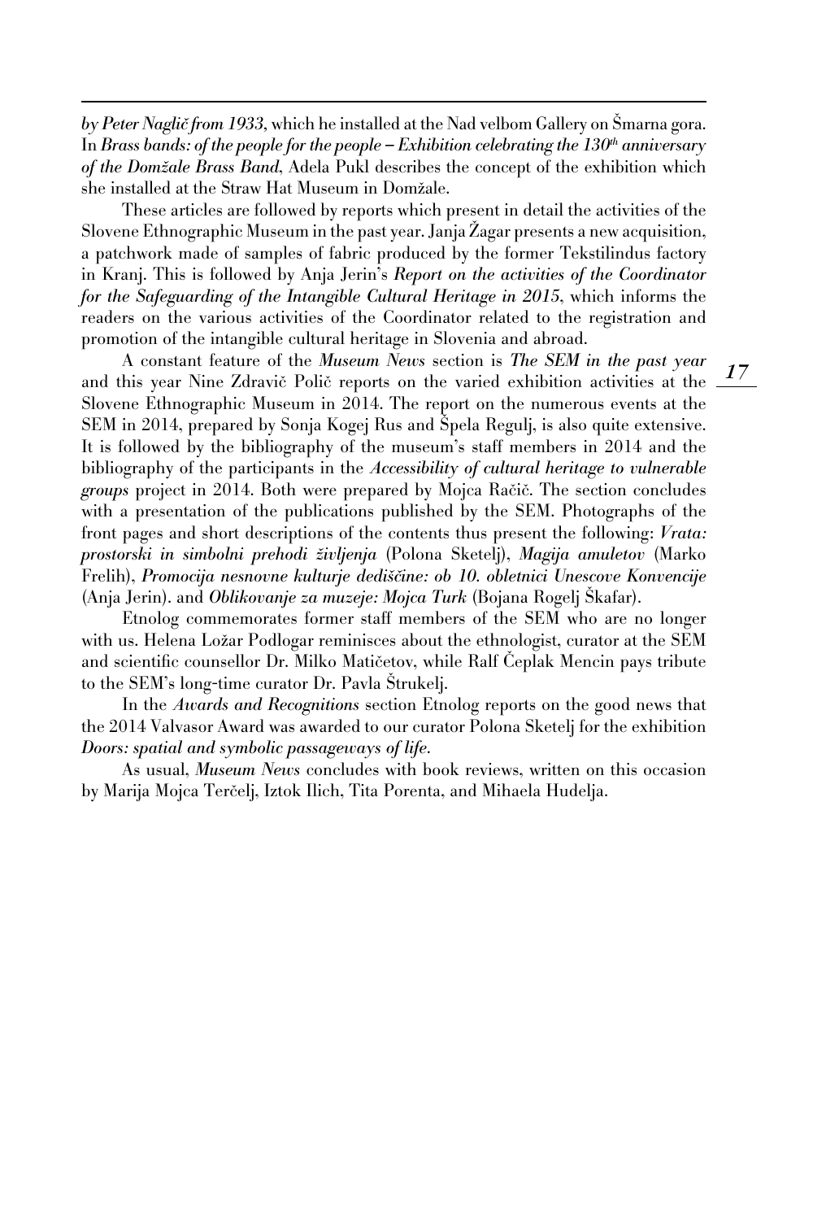*by Peter Naglič from 1933*, which he installed at the Nad velbom Gallery on Šmarna gora. In *Brass bands: of the people for the people – Exhibition celebrating the 130th anniversary of the Domžale Brass Band*, Adela Pukl describes the concept of the exhibition which she installed at the Straw Hat Museum in Domžale.

These articles are followed by reports which present in detail the activities of the Slovene Ethnographic Museum in the past year. Janja Žagar presents a new acquisition, a patchwork made of samples of fabric produced by the former Tekstilindus factory in Kranj. This is followed by Anja Jerin's *Report on the activities of the Coordinator for the Safeguarding of the Intangible Cultural Heritage in 2015*, which informs the readers on the various activities of the Coordinator related to the registration and promotion of the intangible cultural heritage in Slovenia and abroad.

A constant feature of the *Museum News* section is *The SEM in the past year* and this year Nine Zdravič Polič reports on the varied exhibition activities at the Slovene Ethnographic Museum in 2014. The report on the numerous events at the SEM in 2014, prepared by Sonja Kogej Rus and Špela Regulj, is also quite extensive. It is followed by the bibliography of the museum's staff members in 2014 and the bibliography of the participants in the *Accessibility of cultural heritage to vulnerable groups* project in 2014. Both were prepared by Mojca Račič. The section concludes with a presentation of the publications published by the SEM. Photographs of the front pages and short descriptions of the contents thus present the following: *Vrata: prostorski in simbolni prehodi življenja* (Polona Sketelj), *Magija amuletov* (Marko Frelih), *Promocija nesnovne kulturje dediščine: ob 10. obletnici Unescove Konvencije* (Anja Jerin). and *Oblikovanje za muzeje: Mojca Turk* (Bojana Rogelj Škafar).

Etnolog commemorates former staff members of the SEM who are no longer with us. Helena Ložar Podlogar reminisces about the ethnologist, curator at the SEM and scientific counsellor Dr. Milko Matičetov, while Ralf Čeplak Mencin pays tribute to the SEM's long-time curator Dr. Pavla Štrukelj.

In the *Awards and Recognitions* section Etnolog reports on the good news that the 2014 Valvasor Award was awarded to our curator Polona Sketelj for the exhibition *Doors: spatial and symbolic passageways of life.*

As usual, *Museum News* concludes with book reviews, written on this occasion by Marija Mojca Terčelj, Iztok Ilich, Tita Porenta, and Mihaela Hudelja.